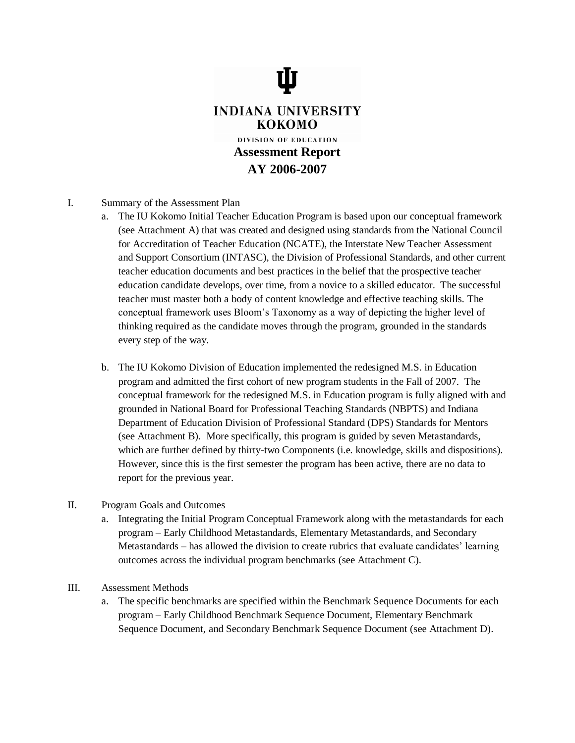**INDIANA UNIVERSITY**
**KOKOMO**

DIVISION OF EDUCATION

# Assessment Report
# AY 2006-2007

I. Summary of the Assessment Plan

   a. The IU Kokomo Initial Teacher Education Program is based upon our conceptual framework (see Attachment A) that was created and designed using standards from the National Council for Accreditation of Teacher Education (NCATE), the Interstate New Teacher Assessment and Support Consortium (INTASC), the Division of Professional Standards, and other current teacher education documents and best practices in the belief that the prospective teacher education candidate develops, over time, from a novice to a skilled educator. The successful teacher must master both a body of content knowledge and effective teaching skills. The conceptual framework uses Bloom's Taxonomy as a way of depicting the higher level of thinking required as the candidate moves through the program, grounded in the standards every step of the way.

   b. The IU Kokomo Division of Education implemented the redesigned M.S. in Education program and admitted the first cohort of new program students in the Fall of 2007. The conceptual framework for the redesigned M.S. in Education program is fully aligned with and grounded in National Board for Professional Teaching Standards (NBPTS) and Indiana Department of Education Division of Professional Standard (DPS) Standards for Mentors (see Attachment B). More specifically, this program is guided by seven Metastandards, which are further defined by thirty-two Components (i.e. knowledge, skills and dispositions). However, since this is the first semester the program has been active, there are no data to report for the previous year.

II. Program Goals and Outcomes

   a. Integrating the Initial Program Conceptual Framework along with the metastandards for each program – Early Childhood Metastandards, Elementary Metastandards, and Secondary Metastandards – has allowed the division to create rubrics that evaluate candidates' learning outcomes across the individual program benchmarks (see Attachment C).

III. Assessment Methods

   a. The specific benchmarks are specified within the Benchmark Sequence Documents for each program – Early Childhood Benchmark Sequence Document, Elementary Benchmark Sequence Document, and Secondary Benchmark Sequence Document (see Attachment D).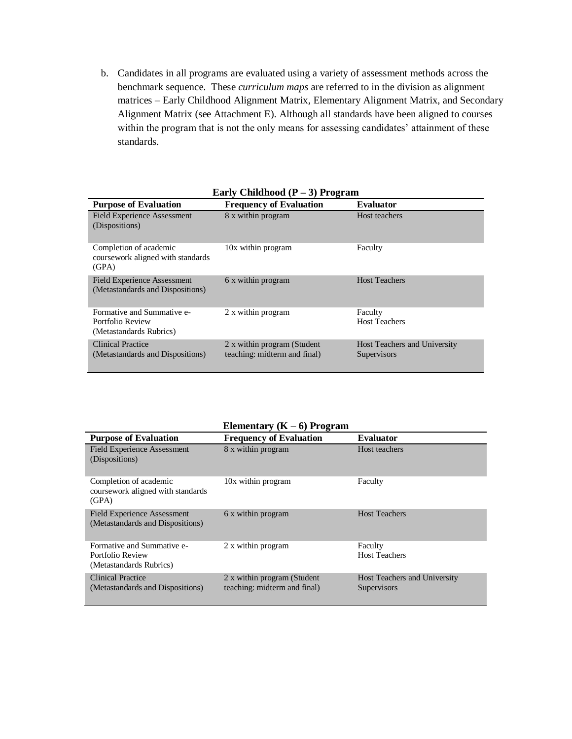b. Candidates in all programs are evaluated using a variety of assessment methods across the benchmark sequence. These *curriculum maps* are referred to in the division as alignment matrices – Early Childhood Alignment Matrix, Elementary Alignment Matrix, and Secondary Alignment Matrix (see Attachment E). Although all standards have been aligned to courses within the program that is not the only means for assessing candidates' attainment of these standards.

**Early Childhood (P – 3) Program**

| Purpose of Evaluation | Frequency of Evaluation | Evaluator |
|---|---|---|
| Field Experience Assessment (Dispositions) | 8 x within program | Host teachers |
| Completion of academic coursework aligned with standards (GPA) | 10x within program | Faculty |
| Field Experience Assessment (Metastandards and Dispositions) | 6 x within program | Host Teachers |
| Formative and Summative e-Portfolio Review (Metastandards Rubrics) | 2 x within program | Faculty<br>Host Teachers |
| Clinical Practice (Metastandards and Dispositions) | 2 x within program (Student teaching: midterm and final) | Host Teachers and University Supervisors |

**Elementary (K – 6) Program**

| Purpose of Evaluation | Frequency of Evaluation | Evaluator |
|---|---|---|
| Field Experience Assessment (Dispositions) | 8 x within program | Host teachers |
| Completion of academic coursework aligned with standards (GPA) | 10x within program | Faculty |
| Field Experience Assessment (Metastandards and Dispositions) | 6 x within program | Host Teachers |
| Formative and Summative e-Portfolio Review (Metastandards Rubrics) | 2 x within program | Faculty<br>Host Teachers |
| Clinical Practice (Metastandards and Dispositions) | 2 x within program (Student teaching: midterm and final) | Host Teachers and University Supervisors |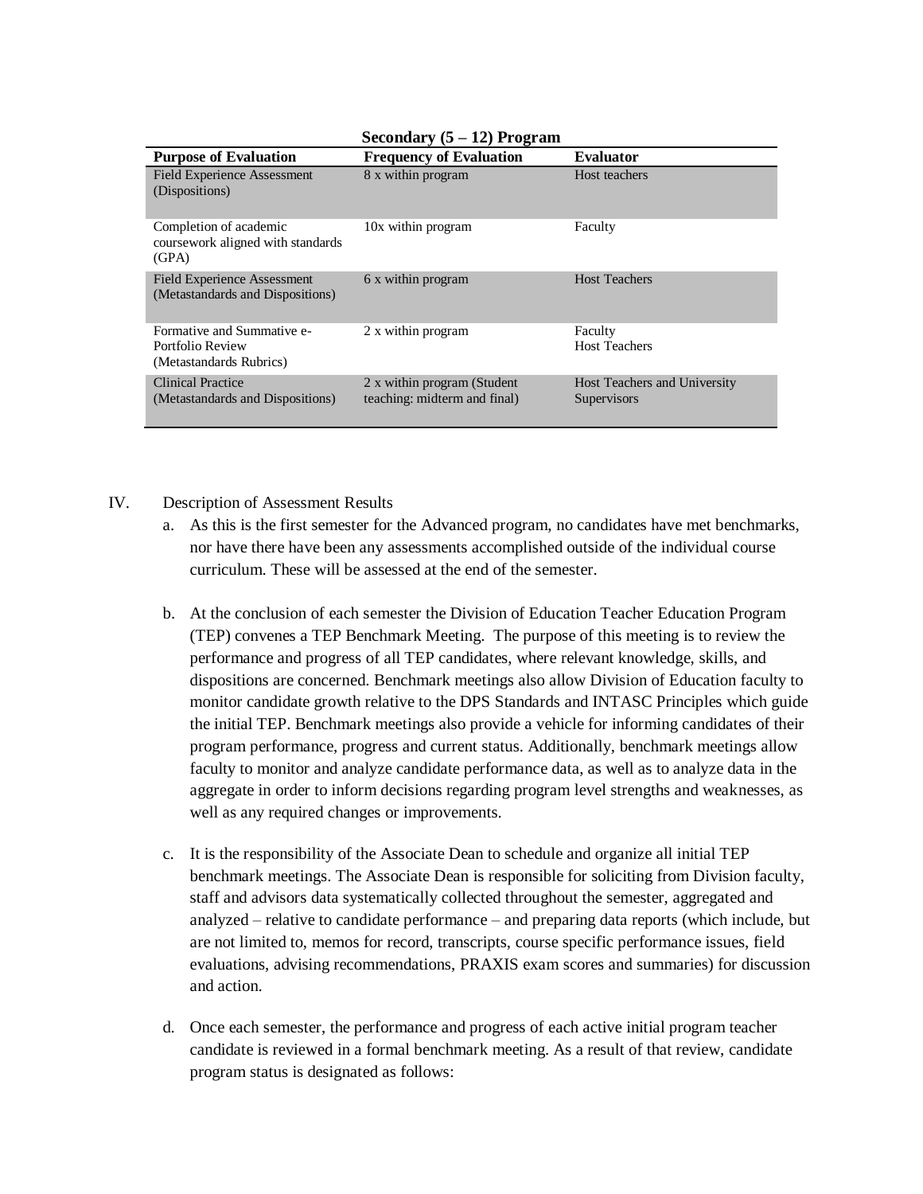**Secondary (5 – 12) Program**

| Purpose of Evaluation | Frequency of Evaluation | Evaluator |
|---|---|---|
| Field Experience Assessment (Dispositions) | 8 x within program | Host teachers |
| Completion of academic coursework aligned with standards (GPA) | 10x within program | Faculty |
| Field Experience Assessment (Metastandards and Dispositions) | 6 x within program | Host Teachers |
| Formative and Summative e-Portfolio Review (Metastandards Rubrics) | 2 x within program | Faculty<br>Host Teachers |
| Clinical Practice (Metastandards and Dispositions) | 2 x within program (Student teaching: midterm and final) | Host Teachers and University Supervisors |

IV. Description of Assessment Results

a. As this is the first semester for the Advanced program, no candidates have met benchmarks, nor have there have been any assessments accomplished outside of the individual course curriculum. These will be assessed at the end of the semester.

b. At the conclusion of each semester the Division of Education Teacher Education Program (TEP) convenes a TEP Benchmark Meeting. The purpose of this meeting is to review the performance and progress of all TEP candidates, where relevant knowledge, skills, and dispositions are concerned. Benchmark meetings also allow Division of Education faculty to monitor candidate growth relative to the DPS Standards and INTASC Principles which guide the initial TEP. Benchmark meetings also provide a vehicle for informing candidates of their program performance, progress and current status. Additionally, benchmark meetings allow faculty to monitor and analyze candidate performance data, as well as to analyze data in the aggregate in order to inform decisions regarding program level strengths and weaknesses, as well as any required changes or improvements.

c. It is the responsibility of the Associate Dean to schedule and organize all initial TEP benchmark meetings. The Associate Dean is responsible for soliciting from Division faculty, staff and advisors data systematically collected throughout the semester, aggregated and analyzed – relative to candidate performance – and preparing data reports (which include, but are not limited to, memos for record, transcripts, course specific performance issues, field evaluations, advising recommendations, PRAXIS exam scores and summaries) for discussion and action.

d. Once each semester, the performance and progress of each active initial program teacher candidate is reviewed in a formal benchmark meeting. As a result of that review, candidate program status is designated as follows: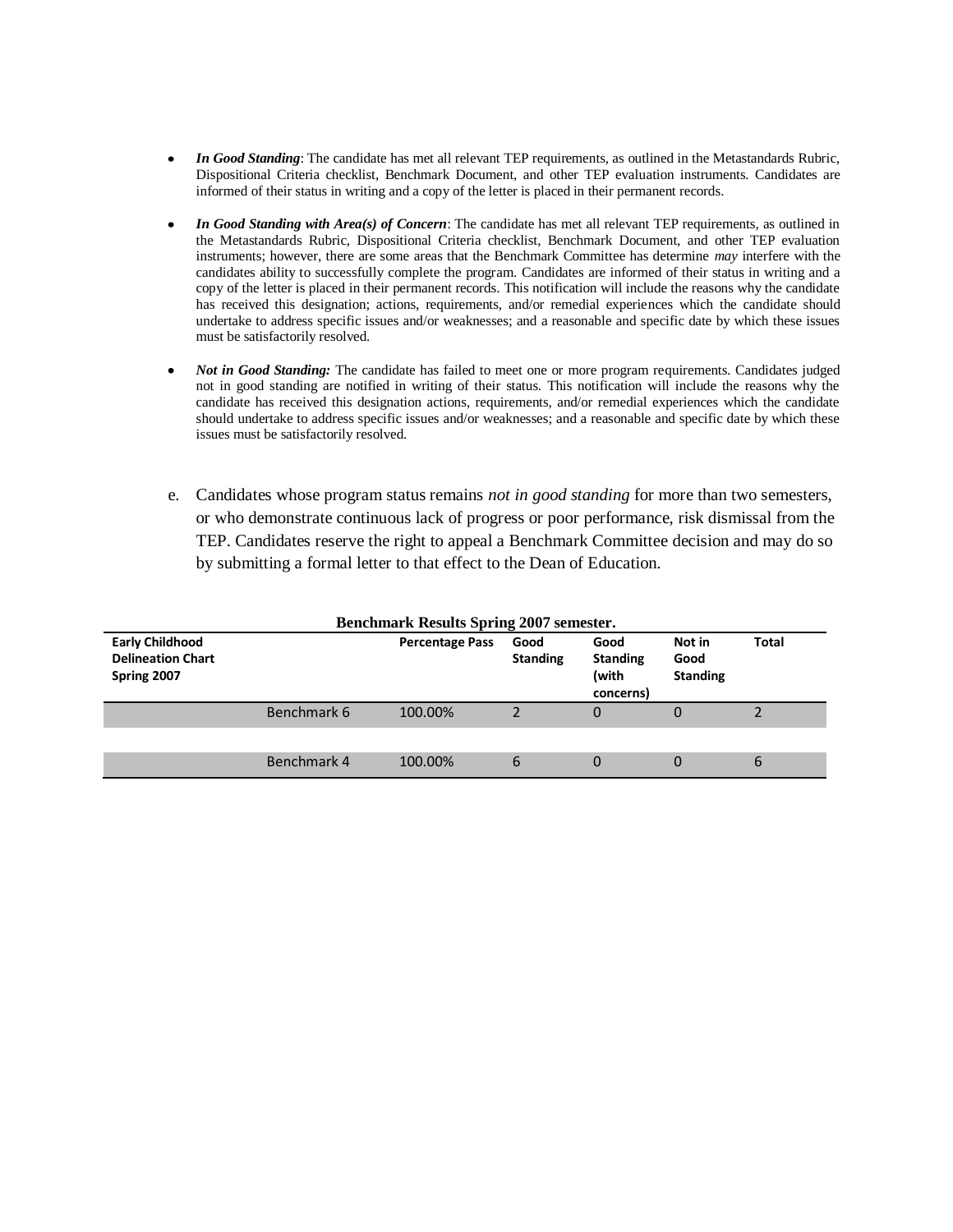- ***In Good Standing***: The candidate has met all relevant TEP requirements, as outlined in the Metastandards Rubric, Dispositional Criteria checklist, Benchmark Document, and other TEP evaluation instruments. Candidates are informed of their status in writing and a copy of the letter is placed in their permanent records.

- ***In Good Standing with Area(s) of Concern***: The candidate has met all relevant TEP requirements, as outlined in the Metastandards Rubric, Dispositional Criteria checklist, Benchmark Document, and other TEP evaluation instruments; however, there are some areas that the Benchmark Committee has determine *may* interfere with the candidates ability to successfully complete the program. Candidates are informed of their status in writing and a copy of the letter is placed in their permanent records. This notification will include the reasons why the candidate has received this designation; actions, requirements, and/or remedial experiences which the candidate should undertake to address specific issues and/or weaknesses; and a reasonable and specific date by which these issues must be satisfactorily resolved.

- ***Not in Good Standing:*** The candidate has failed to meet one or more program requirements. Candidates judged not in good standing are notified in writing of their status. This notification will include the reasons why the candidate has received this designation actions, requirements, and/or remedial experiences which the candidate should undertake to address specific issues and/or weaknesses; and a reasonable and specific date by which these issues must be satisfactorily resolved.

e. Candidates whose program status remains *not in good standing* for more than two semesters, or who demonstrate continuous lack of progress or poor performance, risk dismissal from the TEP. Candidates reserve the right to appeal a Benchmark Committee decision and may do so by submitting a formal letter to that effect to the Dean of Education.

**Benchmark Results Spring 2007 semester.**

| Early Childhood Delineation Chart Spring 2007 | | Percentage Pass | Good Standing | Good Standing (with concerns) | Not in Good Standing | Total |
|---|---|---|---|---|---|---|
| | Benchmark 6 | 100.00% | 2 | 0 | 0 | 2 |
| | | | | | | |
| | Benchmark 4 | 100.00% | 6 | 0 | 0 | 6 |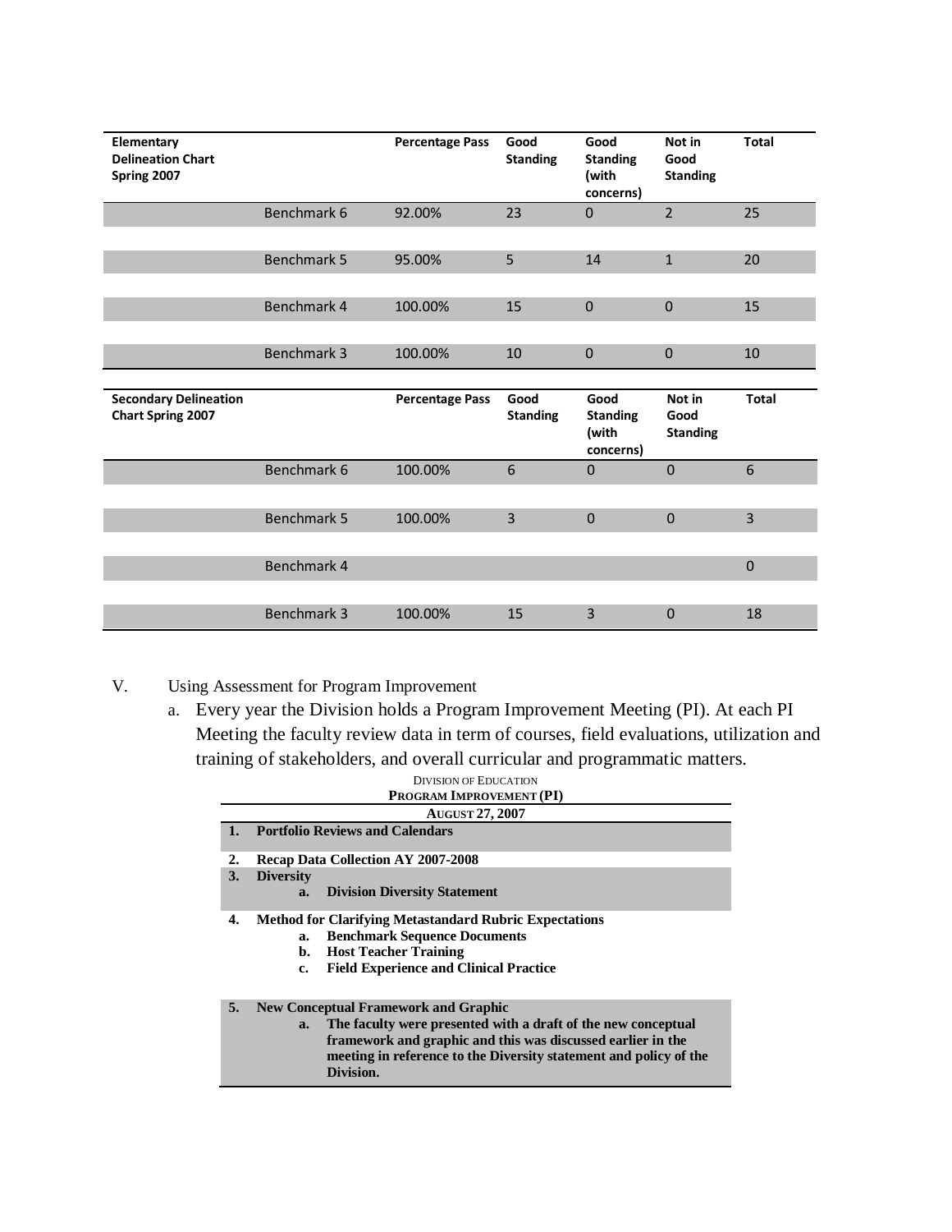| Elementary Delineation Chart Spring 2007 | | Percentage Pass | Good Standing | Good Standing (with concerns) | Not in Good Standing | Total |
|---|---|---|---|---|---|---|
| | Benchmark 6 | 92.00% | 23 | 0 | 2 | 25 |
| | Benchmark 5 | 95.00% | 5 | 14 | 1 | 20 |
| | Benchmark 4 | 100.00% | 15 | 0 | 0 | 15 |
| | Benchmark 3 | 100.00% | 10 | 0 | 0 | 10 |

| Secondary Delineation Chart Spring 2007 | | Percentage Pass | Good Standing | Good Standing (with concerns) | Not in Good Standing | Total |
|---|---|---|---|---|---|---|
| | Benchmark 6 | 100.00% | 6 | 0 | 0 | 6 |
| | Benchmark 5 | 100.00% | 3 | 0 | 0 | 3 |
| | Benchmark 4 | | | | | 0 |
| | Benchmark 3 | 100.00% | 15 | 3 | 0 | 18 |

V. Using Assessment for Program Improvement

a. Every year the Division holds a Program Improvement Meeting (PI). At each PI Meeting the faculty review data in term of courses, field evaluations, utilization and training of stakeholders, and overall curricular and programmatic matters.

DIVISION OF EDUCATION
**PROGRAM IMPROVEMENT (PI)**
**AUGUST 27, 2007**

1. **Portfolio Reviews and Calendars**
2. **Recap Data Collection AY 2007-2008**
3. **Diversity**
   a. **Division Diversity Statement**
4. **Method for Clarifying Metastandard Rubric Expectations**
   a. **Benchmark Sequence Documents**
   b. **Host Teacher Training**
   c. **Field Experience and Clinical Practice**
5. **New Conceptual Framework and Graphic**
   a. **The faculty were presented with a draft of the new conceptual framework and graphic and this was discussed earlier in the meeting in reference to the Diversity statement and policy of the Division.**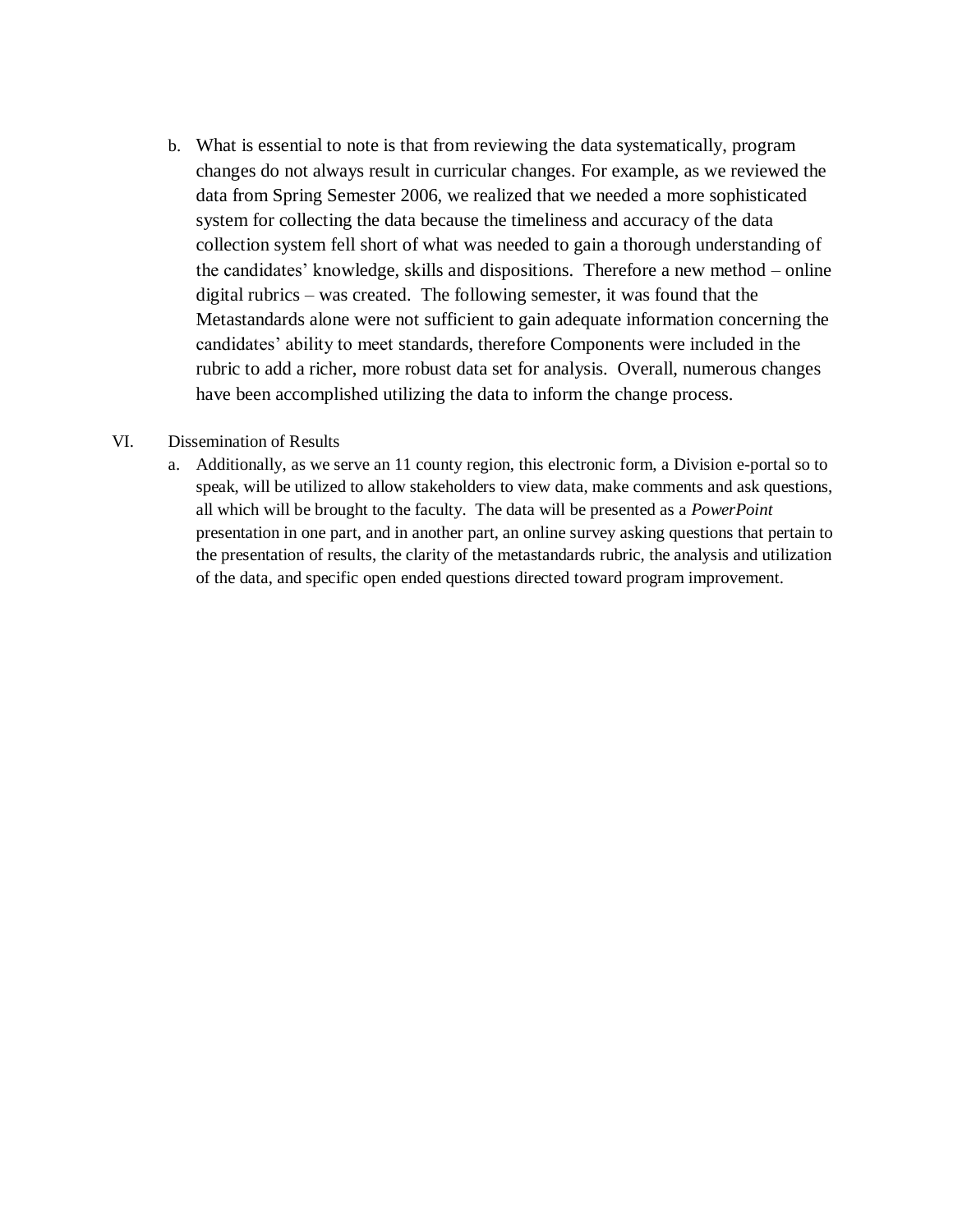b. What is essential to note is that from reviewing the data systematically, program changes do not always result in curricular changes. For example, as we reviewed the data from Spring Semester 2006, we realized that we needed a more sophisticated system for collecting the data because the timeliness and accuracy of the data collection system fell short of what was needed to gain a thorough understanding of the candidates' knowledge, skills and dispositions. Therefore a new method – online digital rubrics – was created. The following semester, it was found that the Metastandards alone were not sufficient to gain adequate information concerning the candidates' ability to meet standards, therefore Components were included in the rubric to add a richer, more robust data set for analysis. Overall, numerous changes have been accomplished utilizing the data to inform the change process.

VI. Dissemination of Results

a. Additionally, as we serve an 11 county region, this electronic form, a Division e-portal so to speak, will be utilized to allow stakeholders to view data, make comments and ask questions, all which will be brought to the faculty. The data will be presented as a *PowerPoint* presentation in one part, and in another part, an online survey asking questions that pertain to the presentation of results, the clarity of the metastandards rubric, the analysis and utilization of the data, and specific open ended questions directed toward program improvement.